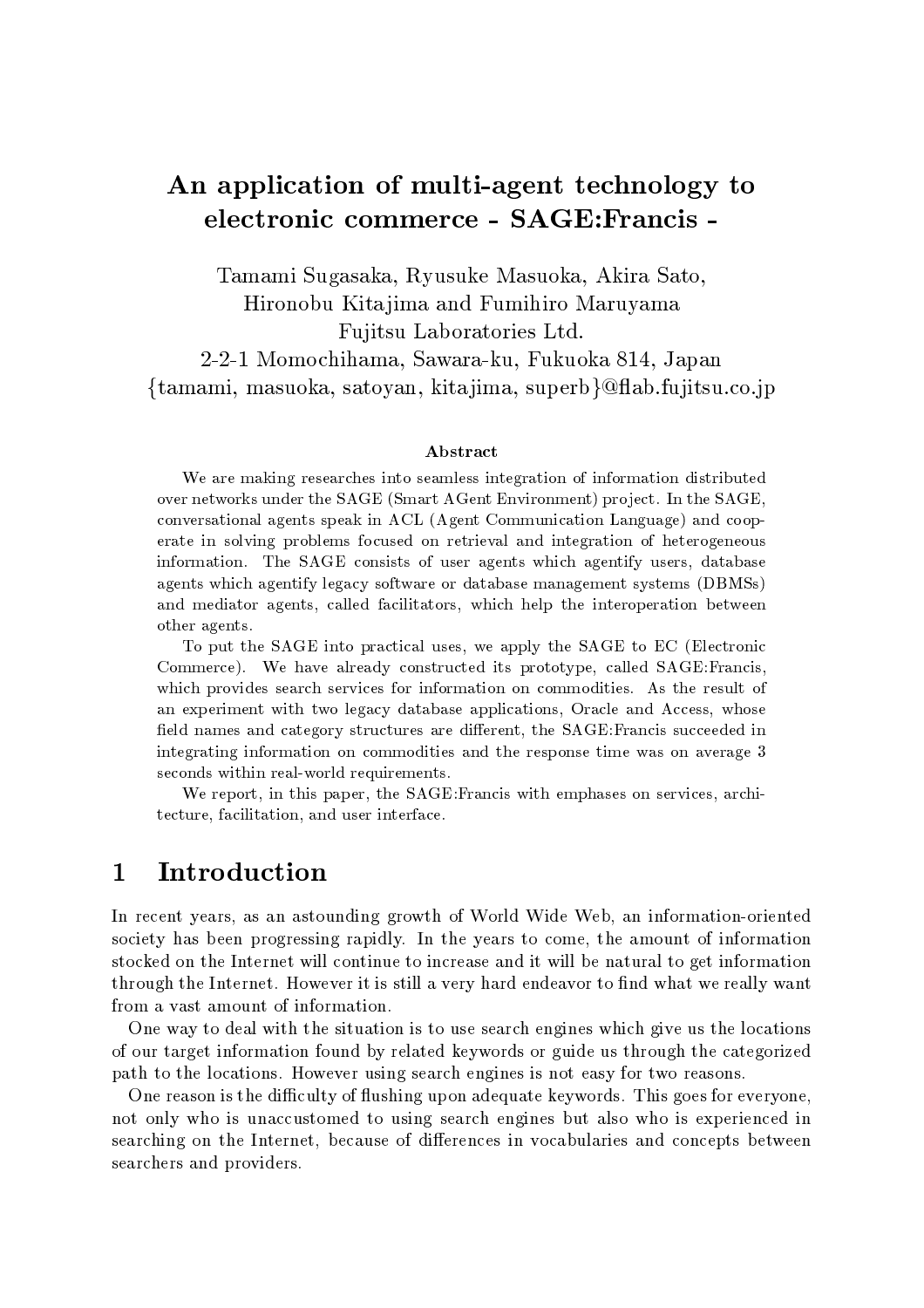# An application of multi-agent technology to electronic commerce - SAGE:Francis -

Tamami Sugasaka, Ryusuke Masuoka, Akira Sato,
Hironobu Kitajima and Fumihiro Maruyama
Fujitsu Laboratories Ltd.
2-2-1 Momochihama, Sawara-ku, Fukuoka 814, Japan
{tamami, masuoka, satoyan, kitajima, superb}@flab.fujitsu.co.jp

### Abstract

We are making researches into seamless integration of information distributed over networks under the SAGE (Smart AGent Environment) project. In the SAGE, conversational agents speak in ACL (Agent Communication Language) and cooperate in solving problems focused on retrieval and integration of heterogeneous information. The SAGE consists of user agents which agentify users, database agents which agentify legacy software or database management systems (DBMSs) and mediator agents, called facilitators, which help the interoperation between other agents.

To put the SAGE into practical uses, we apply the SAGE to EC (Electronic Commerce). We have already constructed its prototype, called SAGE:Francis, which provides search services for information on commodities. As the result of an experiment with two legacy database applications, Oracle and Access, whose field names and category structures are different, the SAGE:Francis succeeded in integrating information on commodities and the response time was on average 3 seconds within real-world requirements.

We report, in this paper, the SAGE:Francis with emphases on services, architecture, facilitation, and user interface.

## 1 Introduction

In recent years, as an astounding growth of World Wide Web, an information-oriented society has been progressing rapidly. In the years to come, the amount of information stocked on the Internet will continue to increase and it will be natural to get information through the Internet. However it is still a very hard endeavor to find what we really want from a vast amount of information.

One way to deal with the situation is to use search engines which give us the locations of our target information found by related keywords or guide us through the categorized path to the locations. However using search engines is not easy for two reasons.

One reason is the difficulty of flushing upon adequate keywords. This goes for everyone, not only who is unaccustomed to using search engines but also who is experienced in searching on the Internet, because of differences in vocabularies and concepts between searchers and providers.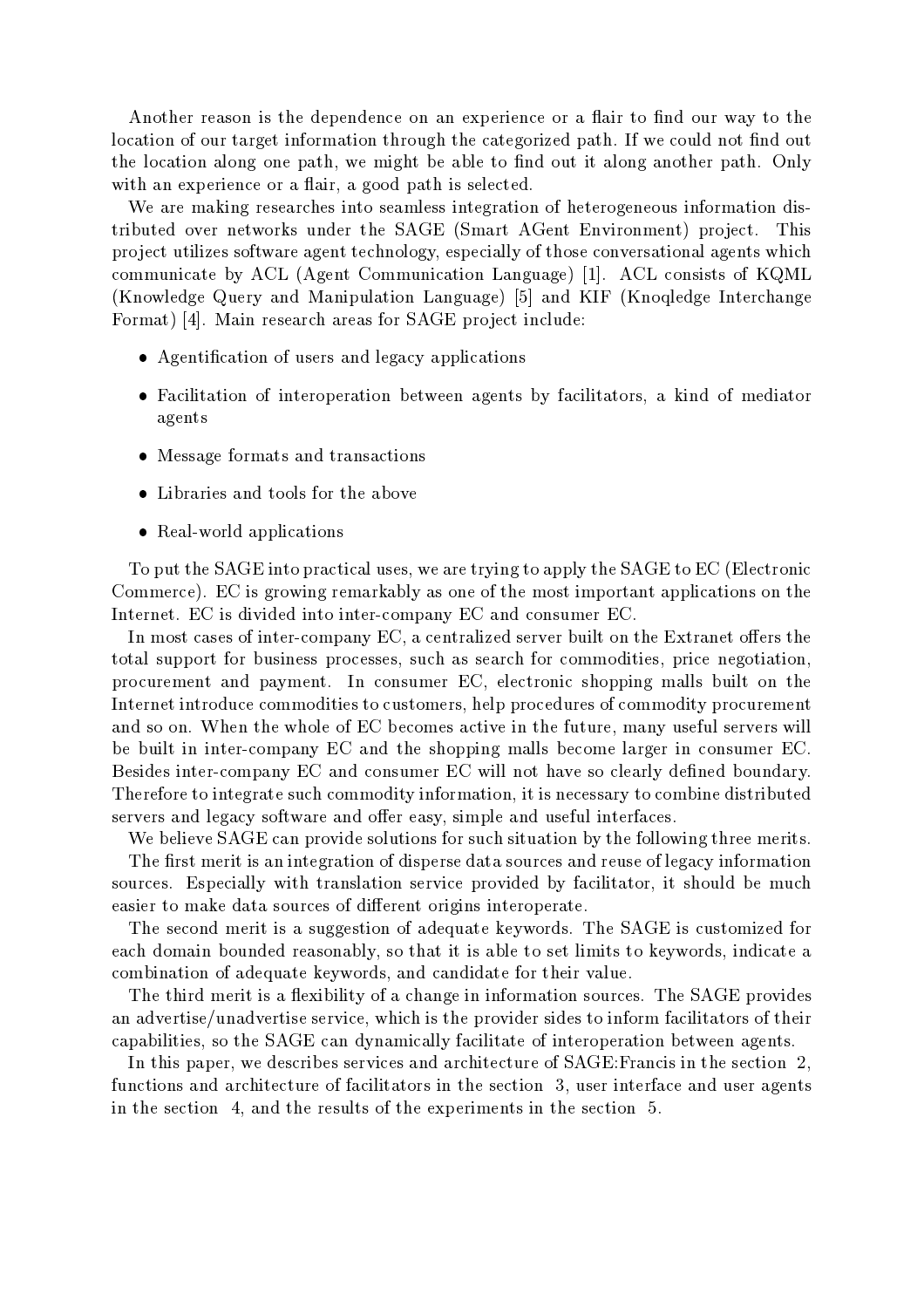Another reason is the dependence on an experience or a flair to find our way to the location of our target information through the categorized path. If we could not find out the location along one path, we might be able to find out it along another path. Only with an experience or a flair, a good path is selected.

We are making researches into seamless integration of heterogeneous information distributed over networks under the SAGE (Smart AGent Environment) project. This project utilizes software agent technology, especially of those conversational agents which communicate by ACL (Agent Communication Language) [1]. ACL consists of KQML (Knowledge Query and Manipulation Language) [5] and KIF (Knoqledge Interchange Format) [4]. Main research areas for SAGE project include:

- Agentification of users and legacy applications
- Facilitation of interoperation between agents by facilitators, a kind of mediator agents
- Message formats and transactions
- Libraries and tools for the above
- Real-world applications

To put the SAGE into practical uses, we are trying to apply the SAGE to EC (Electronic Commerce). EC is growing remarkably as one of the most important applications on the Internet. EC is divided into inter-company EC and consumer EC.

In most cases of inter-company EC, a centralized server built on the Extranet offers the total support for business processes, such as search for commodities, price negotiation, procurement and payment. In consumer EC, electronic shopping malls built on the Internet introduce commodities to customers, help procedures of commodity procurement and so on. When the whole of EC becomes active in the future, many useful servers will be built in inter-company EC and the shopping malls become larger in consumer EC. Besides inter-company EC and consumer EC will not have so clearly defined boundary. Therefore to integrate such commodity information, it is necessary to combine distributed servers and legacy software and offer easy, simple and useful interfaces.

We believe SAGE can provide solutions for such situation by the following three merits.

The first merit is an integration of disperse data sources and reuse of legacy information sources. Especially with translation service provided by facilitator, it should be much easier to make data sources of different origins interoperate.

The second merit is a suggestion of adequate keywords. The SAGE is customized for each domain bounded reasonably, so that it is able to set limits to keywords, indicate a combination of adequate keywords, and candidate for their value.

The third merit is a flexibility of a change in information sources. The SAGE provides an advertise/unadvertise service, which is the provider sides to inform facilitators of their capabilities, so the SAGE can dynamically facilitate of interoperation between agents.

In this paper, we describes services and architecture of SAGE:Francis in the section 2, functions and architecture of facilitators in the section 3, user interface and user agents in the section 4, and the results of the experiments in the section 5.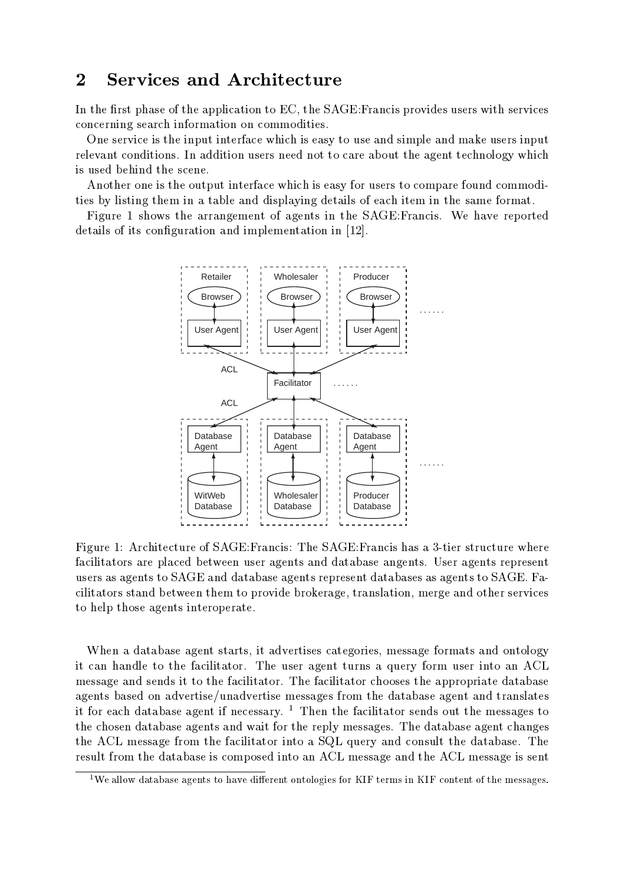## 2 Services and Architecture

In the first phase of the application to EC, the SAGE:Francis provides users with services concerning search information on commodities.

One service is the input interface which is easy to use and simple and make users input relevant conditions. In addition users need not to care about the agent technology which is used behind the scene.

Another one is the output interface which is easy for users to compare found commodities by listing them in a table and displaying details of each item in the same format.

Figure 1 shows the arrangement of agents in the SAGE:Francis. We have reported details of its configuration and implementation in [12].

Figure 1: Architecture of SAGE:Francis: The SAGE:Francis has a 3-tier structure where facilitators are placed between user agents and database angents. User agents represent users as agents to SAGE and database agents represent databases as agents to SAGE. Facilitators stand between them to provide brokerage, translation, merge and other services to help those agents interoperate.

When a database agent starts, it advertises categories, message formats and ontology it can handle to the facilitator. The user agent turns a query form user into an ACL message and sends it to the facilitator. The facilitator chooses the appropriate database agents based on advertise/unadvertise messages from the database agent and translates it for each database agent if necessary. [1] Then the facilitator sends out the messages to the chosen database agents and wait for the reply messages. The database agent changes the ACL message from the facilitator into a SQL query and consult the database. The result from the database is composed into an ACL message and the ACL message is sent

[1] We allow database agents to have different ontologies for KIF terms in KIF content of the messages.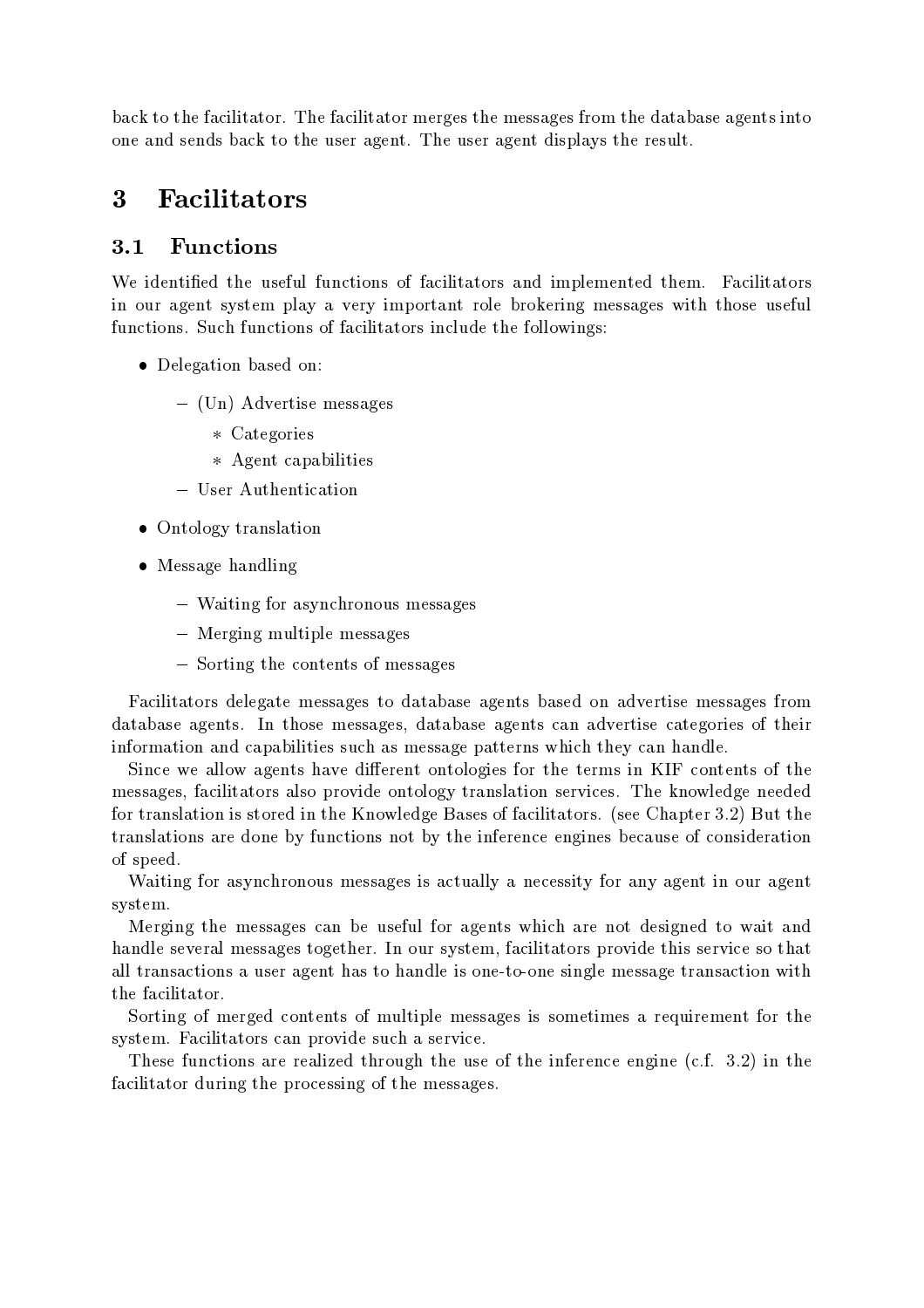back to the facilitator. The facilitator merges the messages from the database agents into one and sends back to the user agent. The user agent displays the result.

# 3 Facilitators

## 3.1 Functions

We identified the useful functions of facilitators and implemented them. Facilitators in our agent system play a very important role brokering messages with those useful functions. Such functions of facilitators include the followings:

- Delegation based on:
  - (Un) Advertise messages
    - Categories
    - Agent capabilities
  - User Authentication
- Ontology translation
- Message handling
  - Waiting for asynchronous messages
  - Merging multiple messages
  - Sorting the contents of messages

Facilitators delegate messages to database agents based on advertise messages from database agents. In those messages, database agents can advertise categories of their information and capabilities such as message patterns which they can handle.

Since we allow agents have different ontologies for the terms in KIF contents of the messages, facilitators also provide ontology translation services. The knowledge needed for translation is stored in the Knowledge Bases of facilitators. (see Chapter 3.2) But the translations are done by functions not by the inference engines because of consideration of speed.

Waiting for asynchronous messages is actually a necessity for any agent in our agent system.

Merging the messages can be useful for agents which are not designed to wait and handle several messages together. In our system, facilitators provide this service so that all transactions a user agent has to handle is one-to-one single message transaction with the facilitator.

Sorting of merged contents of multiple messages is sometimes a requirement for the system. Facilitators can provide such a service.

These functions are realized through the use of the inference engine (c.f. 3.2) in the facilitator during the processing of the messages.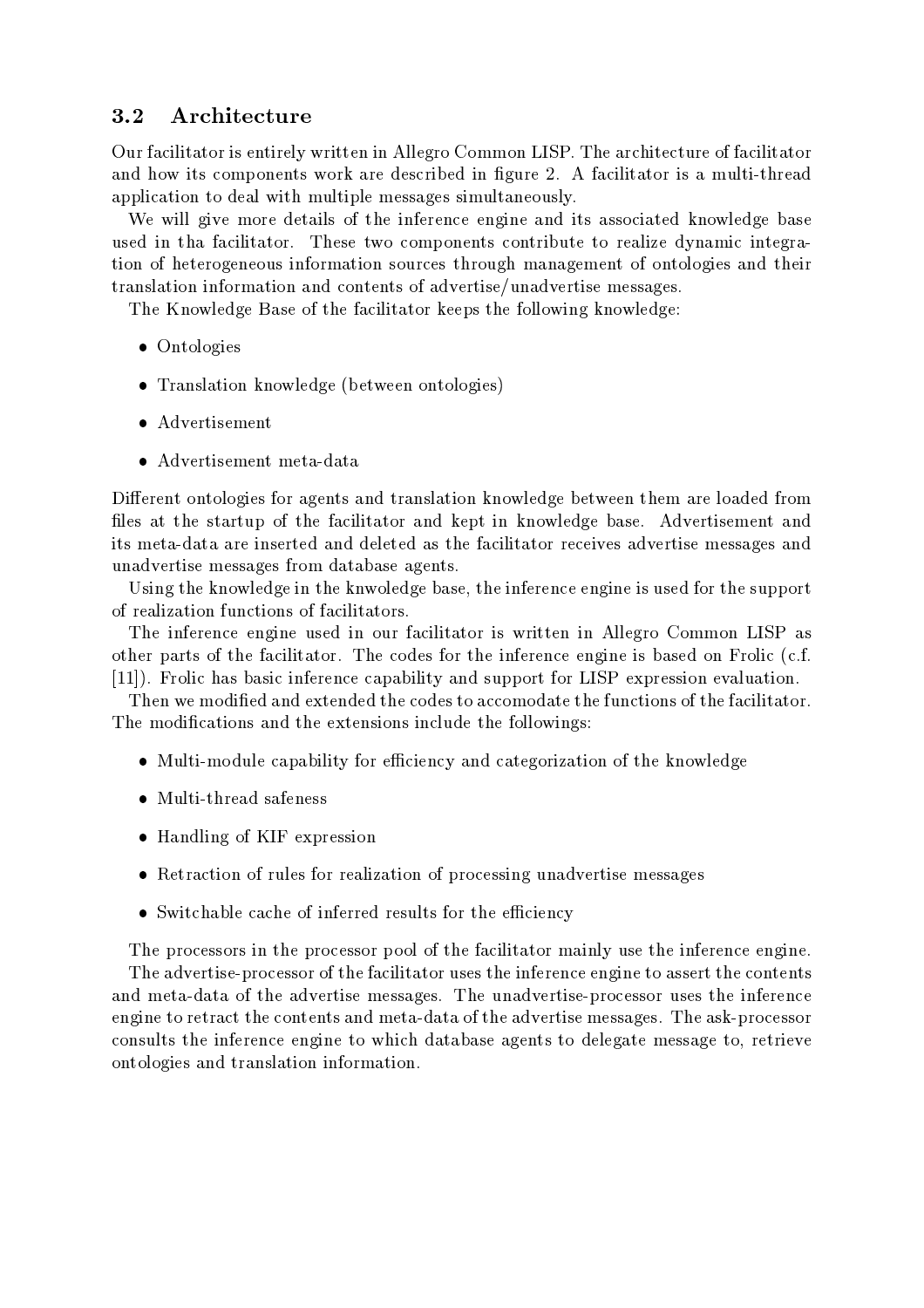### 3.2 Architecture

Our facilitator is entirely written in Allegro Common LISP. The architecture of facilitator and how its components work are described in figure 2. A facilitator is a multi-thread application to deal with multiple messages simultaneously.

We will give more details of the inference engine and its associated knowledge base used in tha facilitator. These two components contribute to realize dynamic integration of heterogeneous information sources through management of ontologies and their translation information and contents of advertise/unadvertise messages.

The Knowledge Base of the facilitator keeps the following knowledge:

- Ontologies
- Translation knowledge (between ontologies)
- Advertisement
- Advertisement meta-data

Different ontologies for agents and translation knowledge between them are loaded from files at the startup of the facilitator and kept in knowledge base. Advertisement and its meta-data are inserted and deleted as the facilitator receives advertise messages and unadvertise messages from database agents.

Using the knowledge in the knwoledge base, the inference engine is used for the support of realization functions of facilitators.

The inference engine used in our facilitator is written in Allegro Common LISP as other parts of the facilitator. The codes for the inference engine is based on Frolic (c.f. [11]). Frolic has basic inference capability and support for LISP expression evaluation.

Then we modified and extended the codes to accomodate the functions of the facilitator. The modifications and the extensions include the followings:

- Multi-module capability for efficiency and categorization of the knowledge
- Multi-thread safeness
- Handling of KIF expression
- Retraction of rules for realization of processing unadvertise messages
- Switchable cache of inferred results for the efficiency

The processors in the processor pool of the facilitator mainly use the inference engine.

The advertise-processor of the facilitator uses the inference engine to assert the contents and meta-data of the advertise messages. The unadvertise-processor uses the inference engine to retract the contents and meta-data of the advertise messages. The ask-processor consults the inference engine to which database agents to delegate message to, retrieve ontologies and translation information.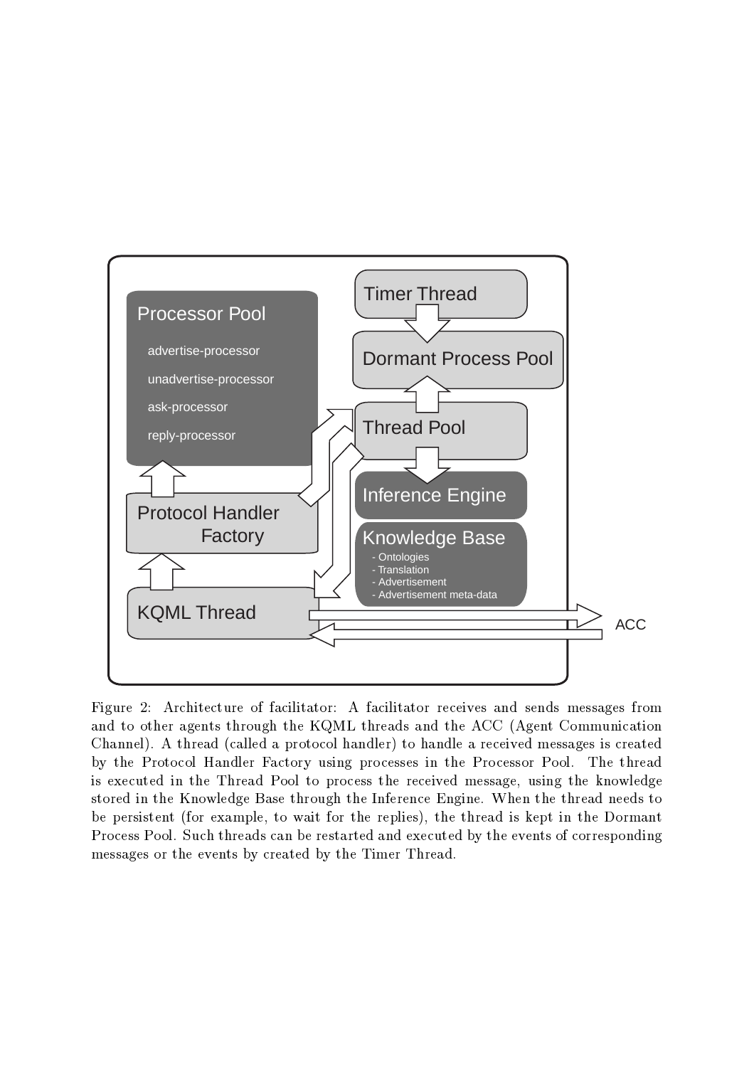Figure 2: Architecture of facilitator: A facilitator receives and sends messages from and to other agents through the KQML threads and the ACC (Agent Communication Channel). A thread (called a protocol handler) to handle a received messages is created by the Protocol Handler Factory using processes in the Processor Pool. The thread is executed in the Thread Pool to process the received message, using the knowledge stored in the Knowledge Base through the Inference Engine. When the thread needs to be persistent (for example, to wait for the replies), the thread is kept in the Dormant Process Pool. Such threads can be restarted and executed by the events of corresponding messages or the events by created by the Timer Thread.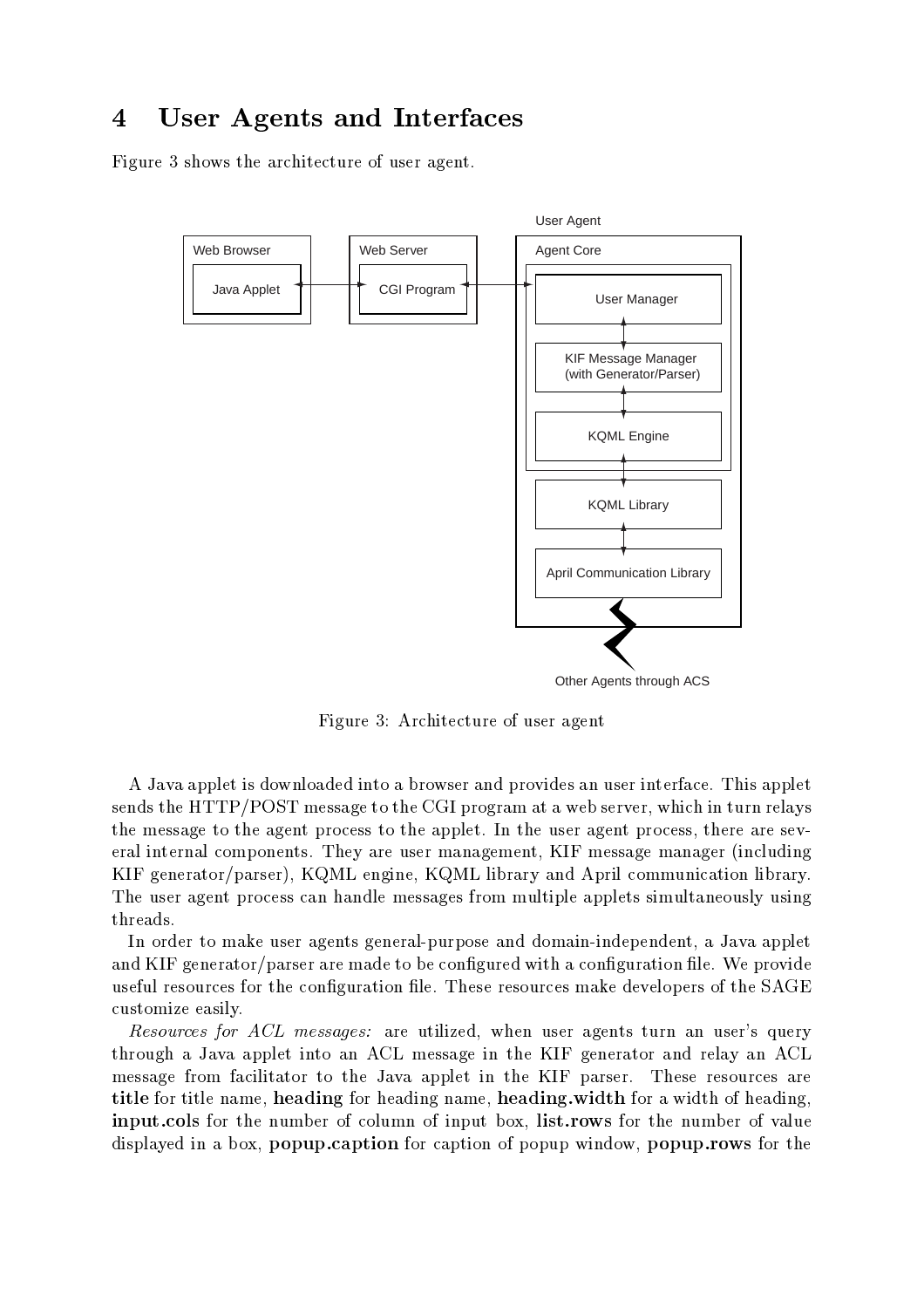# 4 User Agents and Interfaces

Figure 3 shows the architecture of user agent.

Figure 3: Architecture of user agent

A Java applet is downloaded into a browser and provides an user interface. This applet sends the HTTP/POST message to the CGI program at a web server, which in turn relays the message to the agent process to the applet. In the user agent process, there are several internal components. They are user management, KIF message manager (including KIF generator/parser), KQML engine, KQML library and April communication library. The user agent process can handle messages from multiple applets simultaneously using threads.

In order to make user agents general-purpose and domain-independent, a Java applet and KIF generator/parser are made to be configured with a configuration file. We provide useful resources for the configuration file. These resources make developers of the SAGE customize easily.

*Resources for ACL messages:* are utilized, when user agents turn an user's query through a Java applet into an ACL message in the KIF generator and relay an ACL message from facilitator to the Java applet in the KIF parser. These resources are **title** for title name, **heading** for heading name, **heading.width** for a width of heading, **input.cols** for the number of column of input box, **list.rows** for the number of value displayed in a box, **popup.caption** for caption of popup window, **popup.rows** for the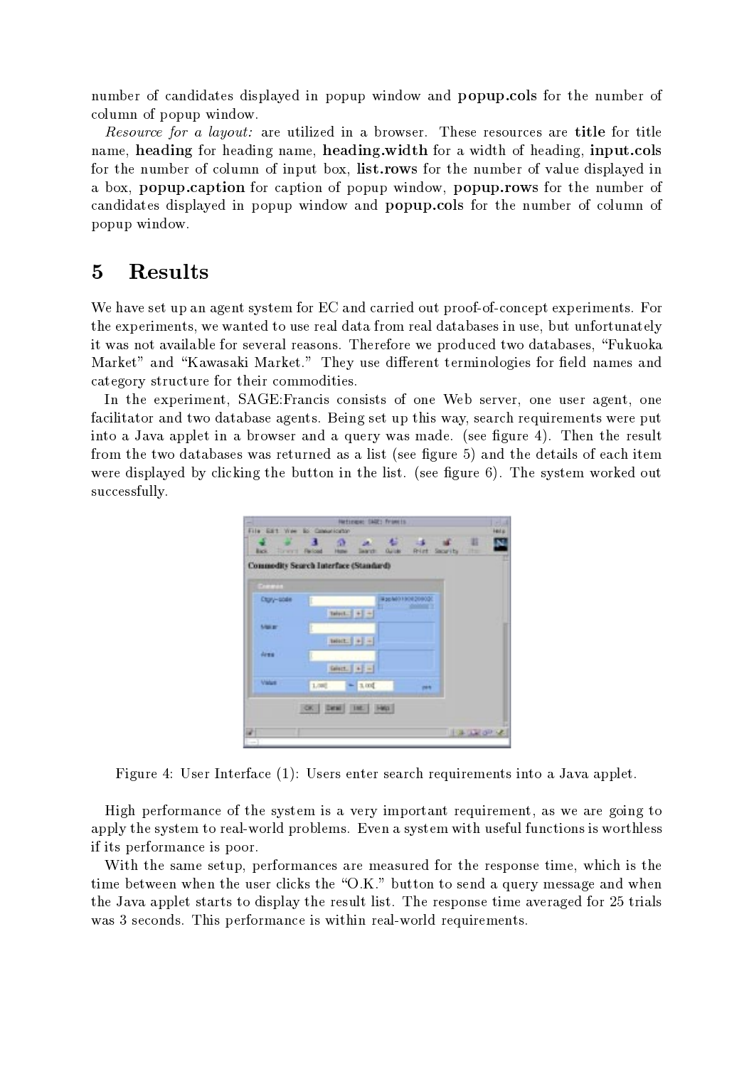number of candidates displayed in popup window and **popup.cols** for the number of column of popup window.

*Resource for a layout:* are utilized in a browser. These resources are **title** for title name, **heading** for heading name, **heading.width** for a width of heading, **input.cols** for the number of column of input box, **list.rows** for the number of value displayed in a box, **popup.caption** for caption of popup window, **popup.rows** for the number of candidates displayed in popup window and **popup.cols** for the number of column of popup window.

# 5 Results

We have set up an agent system for EC and carried out proof-of-concept experiments. For the experiments, we wanted to use real data from real databases in use, but unfortunately it was not available for several reasons. Therefore we produced two databases, "Fukuoka Market" and "Kawasaki Market." They use different terminologies for field names and category structure for their commodities.

In the experiment, SAGE:Francis consists of one Web server, one user agent, one facilitator and two database agents. Being set up this way, search requirements were put into a Java applet in a browser and a query was made. (see figure 4). Then the result from the two databases was returned as a list (see figure 5) and the details of each item were displayed by clicking the button in the list. (see figure 6). The system worked out successfully.

Figure 4: User Interface (1): Users enter search requirements into a Java applet.

High performance of the system is a very important requirement, as we are going to apply the system to real-world problems. Even a system with useful functions is worthless if its performance is poor.

With the same setup, performances are measured for the response time, which is the time between when the user clicks the "O.K." button to send a query message and when the Java applet starts to display the result list. The response time averaged for 25 trials was 3 seconds. This performance is within real-world requirements.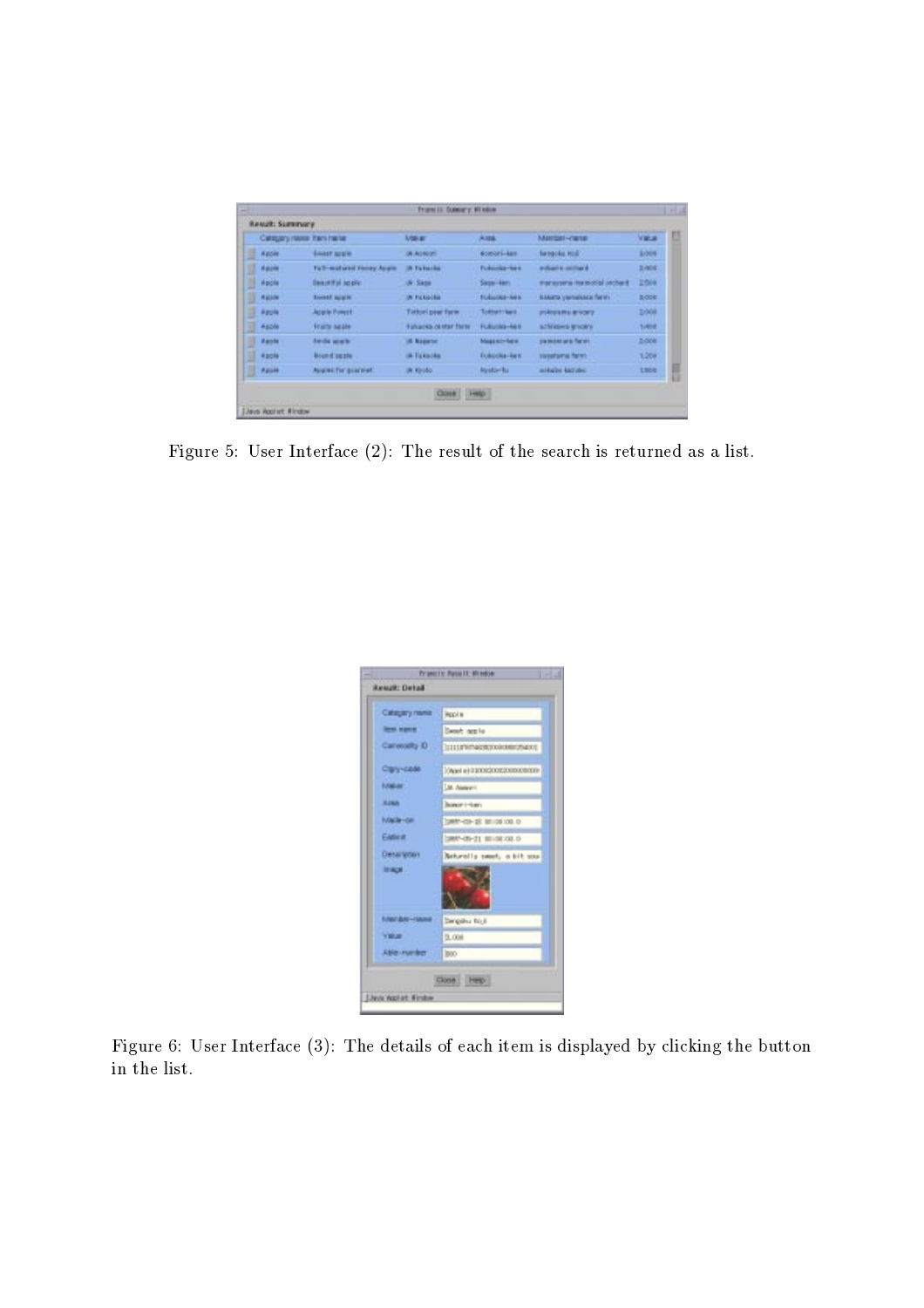Figure 5: User Interface (2): The result of the search is returned as a list.

Figure 6: User Interface (3): The details of each item is displayed by clicking the button in the list.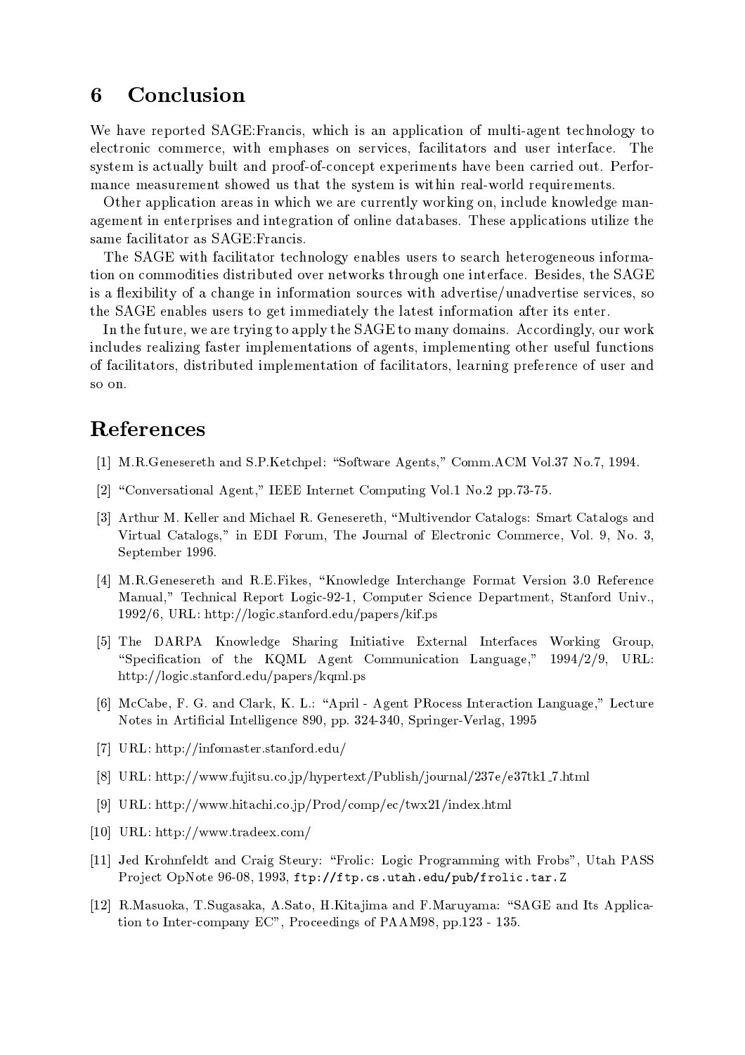## 6 Conclusion

We have reported SAGE:Francis, which is an application of multi-agent technology to electronic commerce, with emphases on services, facilitators and user interface. The system is actually built and proof-of-concept experiments have been carried out. Performance measurement showed us that the system is within real-world requirements.

Other application areas in which we are currently working on, include knowledge management in enterprises and integration of online databases. These applications utilize the same facilitator as SAGE:Francis.

The SAGE with facilitator technology enables users to search heterogeneous information on commodities distributed over networks through one interface. Besides, the SAGE is a flexibility of a change in information sources with advertise/unadvertise services, so the SAGE enables users to get immediately the latest information after its enter.

In the future, we are trying to apply the SAGE to many domains. Accordingly, our work includes realizing faster implementations of agents, implementing other useful functions of facilitators, distributed implementation of facilitators, learning preference of user and so on.

## References

[1] M.R.Genesereth and S.P.Ketchpel: "Software Agents," Comm.ACM Vol.37 No.7, 1994.

[2] "Conversational Agent," IEEE Internet Computing Vol.1 No.2 pp.73-75.

[3] Arthur M. Keller and Michael R. Genesereth, "Multivendor Catalogs: Smart Catalogs and Virtual Catalogs," in EDI Forum, The Journal of Electronic Commerce, Vol. 9, No. 3, September 1996.

[4] M.R.Genesereth and R.E.Fikes, "Knowledge Interchange Format Version 3.0 Reference Manual," Technical Report Logic-92-1, Computer Science Department, Stanford Univ., 1992/6, URL: http://logic.stanford.edu/papers/kif.ps

[5] The DARPA Knowledge Sharing Initiative External Interfaces Working Group, "Specification of the KQML Agent Communication Language," 1994/2/9, URL: http://logic.stanford.edu/papers/kqml.ps

[6] McCabe, F. G. and Clark, K. L.: "April - Agent PRocess Interaction Language," Lecture Notes in Artificial Intelligence 890, pp. 324-340, Springer-Verlag, 1995

[7] URL: http://infomaster.stanford.edu/

[8] URL: http://www.fujitsu.co.jp/hypertext/Publish/journal/237e/e37tk1_7.html

[9] URL: http://www.hitachi.co.jp/Prod/comp/ec/twx21/index.html

[10] URL: http://www.tradeex.com/

[11] Jed Krohnfeldt and Craig Steury: "Frolic: Logic Programming with Frobs", Utah PASS Project OpNote 96-08, 1993, ftp://ftp.cs.utah.edu/pub/frolic.tar.Z

[12] R.Masuoka, T.Sugasaka, A.Sato, H.Kitajima and F.Maruyama: "SAGE and Its Application to Inter-company EC", Proceedings of PAAM98, pp.123 - 135.